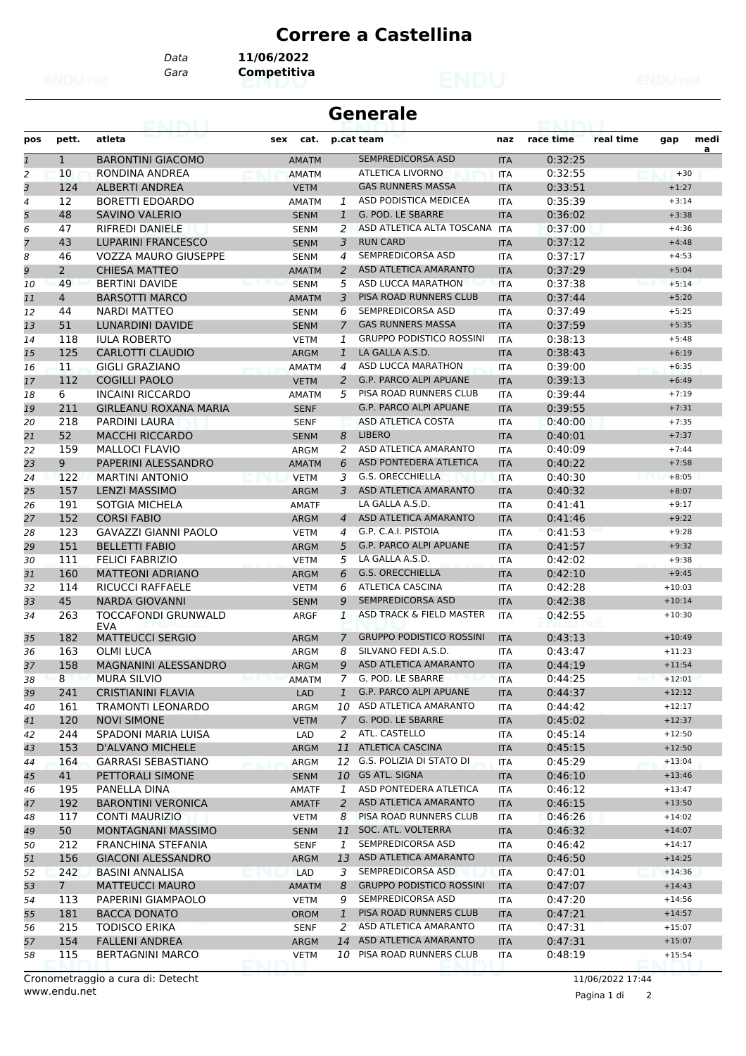# Correrere a Castellina

Data **11/06/2022**
Gara **Competitiva**

## Generale

| pos | pett. | atleta | sex | cat. | p.cat | team | naz | race time | real time | gap | media |
|---|---|---|---|---|---|---|---|---|---|---|---|
| 1 | 1 | BARONTINI GIACOMO | | AMATM | | SEMPREDICORSA ASD | ITA | 0:32:25 | | | |
| 2 | 10 | RONDINA ANDREA | | AMATM | | ATLETICA LIVORNO | ITA | 0:32:55 | | +30 | |
| 3 | 124 | ALBERTI ANDREA | | VETM | | GAS RUNNERS MASSA | ITA | 0:33:51 | | +1:27 | |
| 4 | 12 | BORETTI EDOARDO | | AMATM | 1 | ASD PODISTICA MEDICEA | ITA | 0:35:39 | | +3:14 | |
| 5 | 48 | SAVINO VALERIO | | SENM | 1 | G. POD. LE SBARRE | ITA | 0:36:02 | | +3:38 | |
| 6 | 47 | RIFREDI DANIELE | | SENM | 2 | ASD ATLETICA ALTA TOSCANA | ITA | 0:37:00 | | +4:36 | |
| 7 | 43 | LUPARINI FRANCESCO | | SENM | 3 | RUN CARD | ITA | 0:37:12 | | +4:48 | |
| 8 | 46 | VOZZA MAURO GIUSEPPE | | SENM | 4 | SEMPREDICORSA ASD | ITA | 0:37:17 | | +4:53 | |
| 9 | 2 | CHIESA MATTEO | | AMATM | 2 | ASD ATLETICA AMARANTO | ITA | 0:37:29 | | +5:04 | |
| 10 | 49 | BERTINI DAVIDE | | SENM | 5 | ASD LUCCA MARATHON | ITA | 0:37:38 | | +5:14 | |
| 11 | 4 | BARSOTTI MARCO | | AMATM | 3 | PISA ROAD RUNNERS CLUB | ITA | 0:37:44 | | +5:20 | |
| 12 | 44 | NARDI MATTEO | | SENM | 6 | SEMPREDICORSA ASD | ITA | 0:37:49 | | +5:25 | |
| 13 | 51 | LUNARDINI DAVIDE | | SENM | 7 | GAS RUNNERS MASSA | ITA | 0:37:59 | | +5:35 | |
| 14 | 118 | IULA ROBERTO | | VETM | 1 | GRUPPO PODISTICO ROSSINI | ITA | 0:38:13 | | +5:48 | |
| 15 | 125 | CARLOTTI CLAUDIO | | ARGM | 1 | LA GALLA A.S.D. | ITA | 0:38:43 | | +6:19 | |
| 16 | 11 | GIGLI GRAZIANO | | AMATM | 4 | ASD LUCCA MARATHON | ITA | 0:39:00 | | +6:35 | |
| 17 | 112 | COGILLI PAOLO | | VETM | 2 | G.P. PARCO ALPI APUANE | ITA | 0:39:13 | | +6:49 | |
| 18 | 6 | INCAINI RICCARDO | | AMATM | 5 | PISA ROAD RUNNERS CLUB | ITA | 0:39:44 | | +7:19 | |
| 19 | 211 | GIRLEANU ROXANA MARIA | | SENF | | G.P. PARCO ALPI APUANE | ITA | 0:39:55 | | +7:31 | |
| 20 | 218 | PARDINI LAURA | | SENF | | ASD ATLETICA COSTA | ITA | 0:40:00 | | +7:35 | |
| 21 | 52 | MACCHI RICCARDO | | SENM | 8 | LIBERO | ITA | 0:40:01 | | +7:37 | |
| 22 | 159 | MALLOCI FLAVIO | | ARGM | 2 | ASD ATLETICA AMARANTO | ITA | 0:40:09 | | +7:44 | |
| 23 | 9 | PAPERINI ALESSANDRO | | AMATM | 6 | ASD PONTEDERA ATLETICA | ITA | 0:40:22 | | +7:58 | |
| 24 | 122 | MARTINI ANTONIO | | VETM | 3 | G.S. ORECCHIELLA | ITA | 0:40:30 | | +8:05 | |
| 25 | 157 | LENZI MASSIMO | | ARGM | 3 | ASD ATLETICA AMARANTO | ITA | 0:40:32 | | +8:07 | |
| 26 | 191 | SOTGIA MICHELA | | AMATF | | LA GALLA A.S.D. | ITA | 0:41:41 | | +9:17 | |
| 27 | 152 | CORSI FABIO | | ARGM | 4 | ASD ATLETICA AMARANTO | ITA | 0:41:46 | | +9:22 | |
| 28 | 123 | GAVAZZI GIANNI PAOLO | | VETM | 4 | G.P. C.A.I. PISTOIA | ITA | 0:41:53 | | +9:28 | |
| 29 | 151 | BELLETTI FABIO | | ARGM | 5 | G.P. PARCO ALPI APUANE | ITA | 0:41:57 | | +9:32 | |
| 30 | 111 | FELICI FABRIZIO | | VETM | 5 | LA GALLA A.S.D. | ITA | 0:42:02 | | +9:38 | |
| 31 | 160 | MATTEONI ADRIANO | | ARGM | 6 | G.S. ORECCHIELLA | ITA | 0:42:10 | | +9:45 | |
| 32 | 114 | RICUCCI RAFFAELE | | VETM | 6 | ATLETICA CASCINA | ITA | 0:42:28 | | +10:03 | |
| 33 | 45 | NARDA GIOVANNI | | SENM | 9 | SEMPREDICORSA ASD | ITA | 0:42:38 | | +10:14 | |
| 34 | 263 | TOCCAFONDI GRUNWALD EVA | | ARGF | 1 | ASD TRACK & FIELD MASTER | ITA | 0:42:55 | | +10:30 | |
| 35 | 182 | MATTEUCCI SERGIO | | ARGM | 7 | GRUPPO PODISTICO ROSSINI | ITA | 0:43:13 | | +10:49 | |
| 36 | 163 | OLMI LUCA | | ARGM | 8 | SILVANO FEDI A.S.D. | ITA | 0:43:47 | | +11:23 | |
| 37 | 158 | MAGNANINI ALESSANDRO | | ARGM | 9 | ASD ATLETICA AMARANTO | ITA | 0:44:19 | | +11:54 | |
| 38 | 8 | MURA SILVIO | | AMATM | 7 | G. POD. LE SBARRE | ITA | 0:44:25 | | +12:01 | |
| 39 | 241 | CRISTIANINI FLAVIA | | LAD | 1 | G.P. PARCO ALPI APUANE | ITA | 0:44:37 | | +12:12 | |
| 40 | 161 | TRAMONTI LEONARDO | | ARGM | 10 | ASD ATLETICA AMARANTO | ITA | 0:44:42 | | +12:17 | |
| 41 | 120 | NOVI SIMONE | | VETM | 7 | G. POD. LE SBARRE | ITA | 0:45:02 | | +12:37 | |
| 42 | 244 | SPADONI MARIA LUISA | | LAD | 2 | ATL. CASTELLO | ITA | 0:45:14 | | +12:50 | |
| 43 | 153 | D'ALVANO MICHELE | | ARGM | 11 | ATLETICA CASCINA | ITA | 0:45:15 | | +12:50 | |
| 44 | 164 | GARRASI SEBASTIANO | | ARGM | 12 | G.S. POLIZIA DI STATO DI | ITA | 0:45:29 | | +13:04 | |
| 45 | 41 | PETTORALI SIMONE | | SENM | 10 | GS ATL. SIGNA | ITA | 0:46:10 | | +13:46 | |
| 46 | 195 | PANELLA DINA | | AMATF | 1 | ASD PONTEDERA ATLETICA | ITA | 0:46:12 | | +13:47 | |
| 47 | 192 | BARONTINI VERONICA | | AMATF | 2 | ASD ATLETICA AMARANTO | ITA | 0:46:15 | | +13:50 | |
| 48 | 117 | CONTI MAURIZIO | | VETM | 8 | PISA ROAD RUNNERS CLUB | ITA | 0:46:26 | | +14:02 | |
| 49 | 50 | MONTAGNANI MASSIMO | | SENM | 11 | SOC. ATL. VOLTERRA | ITA | 0:46:32 | | +14:07 | |
| 50 | 212 | FRANCHINA STEFANIA | | SENF | 1 | SEMPREDICORSA ASD | ITA | 0:46:42 | | +14:17 | |
| 51 | 156 | GIACONI ALESSANDRO | | ARGM | 13 | ASD ATLETICA AMARANTO | ITA | 0:46:50 | | +14:25 | |
| 52 | 242 | BASINI ANNALISA | | LAD | 3 | SEMPREDICORSA ASD | ITA | 0:47:01 | | +14:36 | |
| 53 | 7 | MATTEUCCI MAURO | | AMATM | 8 | GRUPPO PODISTICO ROSSINI | ITA | 0:47:07 | | +14:43 | |
| 54 | 113 | PAPERINI GIAMPAOLO | | VETM | 9 | SEMPREDICORSA ASD | ITA | 0:47:20 | | +14:56 | |
| 55 | 181 | BACCA DONATO | | OROM | 1 | PISA ROAD RUNNERS CLUB | ITA | 0:47:21 | | +14:57 | |
| 56 | 215 | TODISCO ERIKA | | SENF | 2 | ASD ATLETICA AMARANTO | ITA | 0:47:31 | | +15:07 | |
| 57 | 154 | FALLENI ANDREA | | ARGM | 14 | ASD ATLETICA AMARANTO | ITA | 0:47:31 | | +15:07 | |
| 58 | 115 | BERTAGNINI MARCO | | VETM | 10 | PISA ROAD RUNNERS CLUB | ITA | 0:48:19 | | +15:54 | |

Cronometraggio a cura di: Detecht
www.endu.net

11/06/2022 17:44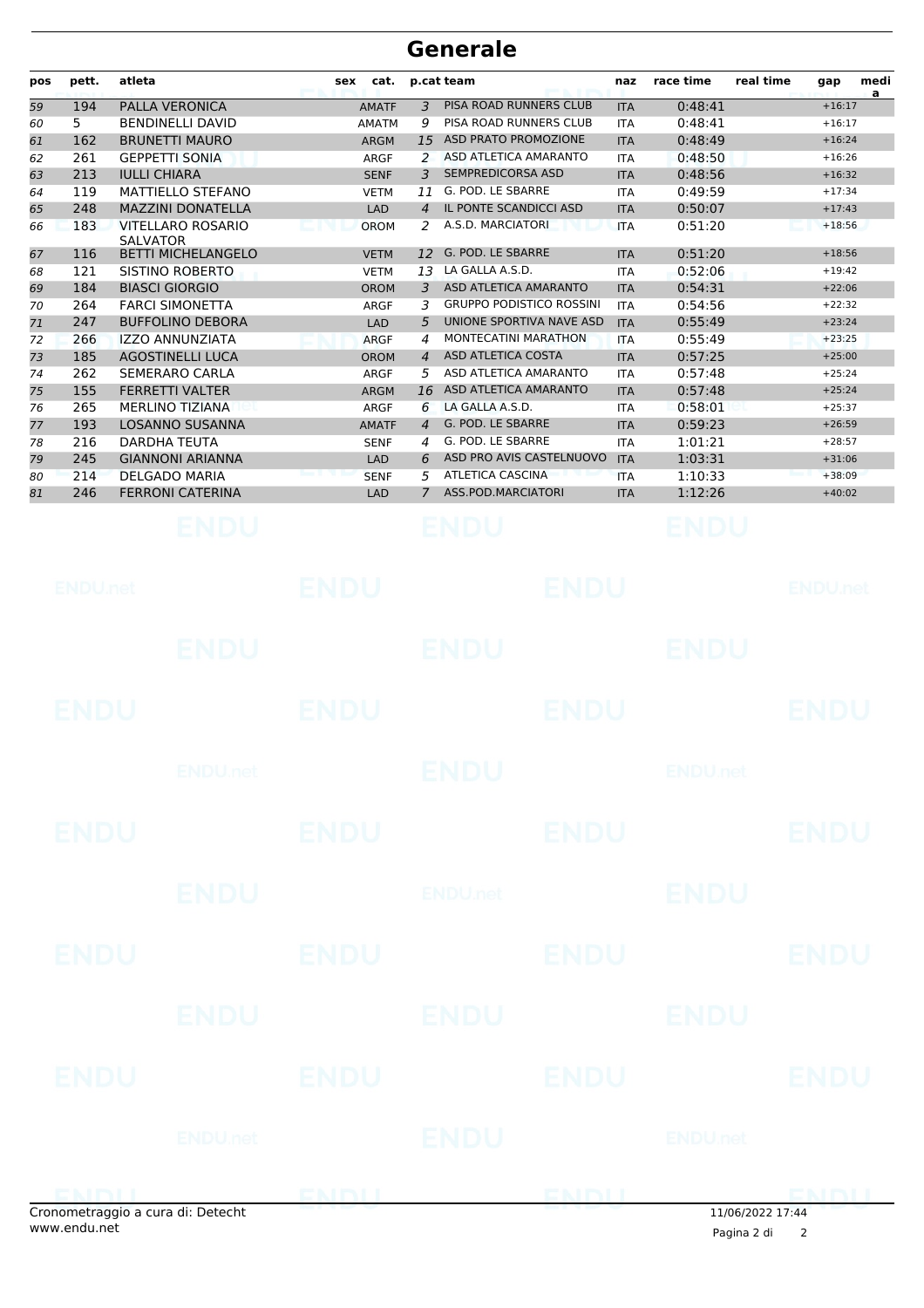# Generale

| pos | pett. | atleta | sex | cat. | p.cat | team | naz | race time | real time | gap | media |
|---|---|---|---|---|---|---|---|---|---|---|---|
| 59 | 194 | PALLA VERONICA | | AMATF | 3 | PISA ROAD RUNNERS CLUB | ITA | 0:48:41 | | +16:17 | |
| 60 | 5 | BENDINELLI DAVID | | AMATM | 9 | PISA ROAD RUNNERS CLUB | ITA | 0:48:41 | | +16:17 | |
| 61 | 162 | BRUNETTI MAURO | | ARGM | 15 | ASD PRATO PROMOZIONE | ITA | 0:48:49 | | +16:24 | |
| 62 | 261 | GEPPETTI SONIA | | ARGF | 2 | ASD ATLETICA AMARANTO | ITA | 0:48:50 | | +16:26 | |
| 63 | 213 | IULLI CHIARA | | SENF | 3 | SEMPREDICORSA ASD | ITA | 0:48:56 | | +16:32 | |
| 64 | 119 | MATTIELLO STEFANO | | VETM | 11 | G. POD. LE SBARRE | ITA | 0:49:59 | | +17:34 | |
| 65 | 248 | MAZZINI DONATELLA | | LAD | 4 | IL PONTE SCANDICCI ASD | ITA | 0:50:07 | | +17:43 | |
| 66 | 183 | VITELLARO ROSARIO SALVATOR | | OROM | 2 | A.S.D. MARCIATORI | ITA | 0:51:20 | | +18:56 | |
| 67 | 116 | BETTI MICHELANGELO | | VETM | 12 | G. POD. LE SBARRE | ITA | 0:51:20 | | +18:56 | |
| 68 | 121 | SISTINO ROBERTO | | VETM | 13 | LA GALLA A.S.D. | ITA | 0:52:06 | | +19:42 | |
| 69 | 184 | BIASCI GIORGIO | | OROM | 3 | ASD ATLETICA AMARANTO | ITA | 0:54:31 | | +22:06 | |
| 70 | 264 | FARCI SIMONETTA | | ARGF | 3 | GRUPPO PODISTICO ROSSINI | ITA | 0:54:56 | | +22:32 | |
| 71 | 247 | BUFFOLINO DEBORA | | LAD | 5 | UNIONE SPORTIVA NAVE ASD | ITA | 0:55:49 | | +23:24 | |
| 72 | 266 | IZZO ANNUNZIATA | | ARGF | 4 | MONTECATINI MARATHON | ITA | 0:55:49 | | +23:25 | |
| 73 | 185 | AGOSTINELLI LUCA | | OROM | 4 | ASD ATLETICA COSTA | ITA | 0:57:25 | | +25:00 | |
| 74 | 262 | SEMERARO CARLA | | ARGF | 5 | ASD ATLETICA AMARANTO | ITA | 0:57:48 | | +25:24 | |
| 75 | 155 | FERRETTI VALTER | | ARGM | 16 | ASD ATLETICA AMARANTO | ITA | 0:57:48 | | +25:24 | |
| 76 | 265 | MERLINO TIZIANA | | ARGF | 6 | LA GALLA A.S.D. | ITA | 0:58:01 | | +25:37 | |
| 77 | 193 | LOSANNO SUSANNA | | AMATF | 4 | G. POD. LE SBARRE | ITA | 0:59:23 | | +26:59 | |
| 78 | 216 | DARDHA TEUTA | | SENF | 4 | G. POD. LE SBARRE | ITA | 1:01:21 | | +28:57 | |
| 79 | 245 | GIANNONI ARIANNA | | LAD | 6 | ASD PRO AVIS CASTELNUOVO | ITA | 1:03:31 | | +31:06 | |
| 80 | 214 | DELGADO MARIA | | SENF | 5 | ATLETICA CASCINA | ITA | 1:10:33 | | +38:09 | |
| 81 | 246 | FERRONI CATERINA | | LAD | 7 | ASS.POD.MARCIATORI | ITA | 1:12:26 | | +40:02 | |

Cronometraggio a cura di: Detecht
www.endu.net

11/06/2022 17:44